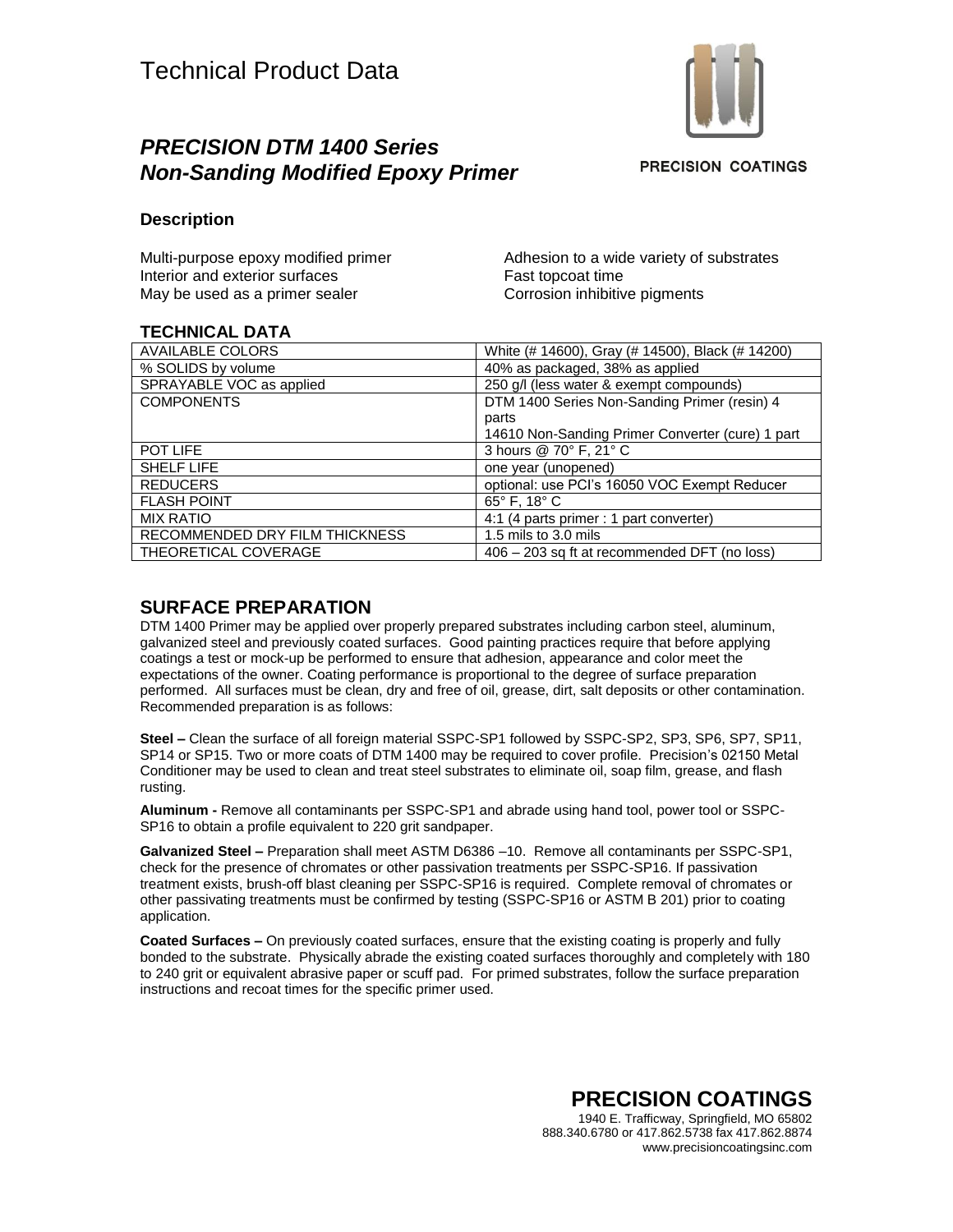# Technical Product Data

PRECISION COATINGS

## *PRECISION DTM 1400 Series Non-Sanding Modified Epoxy Primer*

### Description

Multi-purpose epoxy modified primer
Interior and exterior surfaces
May be used as a primer sealer
Adhesion to a wide variety of substrates
Fast topcoat time
Corrosion inhibitive pigments

### TECHNICAL DATA

| | |
|---|---|
| AVAILABLE COLORS | White (# 14600), Gray (# 14500), Black (# 14200) |
| % SOLIDS by volume | 40% as packaged, 38% as applied |
| SPRAYABLE VOC as applied | 250 g/l (less water & exempt compounds) |
| COMPONENTS | DTM 1400 Series Non-Sanding Primer (resin) 4 parts<br>14610 Non-Sanding Primer Converter (cure) 1 part |
| POT LIFE | 3 hours @ 70° F, 21° C |
| SHELF LIFE | one year (unopened) |
| REDUCERS | optional: use PCI's 16050 VOC Exempt Reducer |
| FLASH POINT | 65° F, 18° C |
| MIX RATIO | 4:1 (4 parts primer : 1 part converter) |
| RECOMMENDED DRY FILM THICKNESS | 1.5 mils to 3.0 mils |
| THEORETICAL COVERAGE | 406 – 203 sq ft at recommended DFT (no loss) |

## SURFACE PREPARATION

DTM 1400 Primer may be applied over properly prepared substrates including carbon steel, aluminum, galvanized steel and previously coated surfaces. Good painting practices require that before applying coatings a test or mock-up be performed to ensure that adhesion, appearance and color meet the expectations of the owner. Coating performance is proportional to the degree of surface preparation performed. All surfaces must be clean, dry and free of oil, grease, dirt, salt deposits or other contamination. Recommended preparation is as follows:

**Steel –** Clean the surface of all foreign material SSPC-SP1 followed by SSPC-SP2, SP3, SP6, SP7, SP11, SP14 or SP15. Two or more coats of DTM 1400 may be required to cover profile. Precision's 02150 Metal Conditioner may be used to clean and treat steel substrates to eliminate oil, soap film, grease, and flash rusting.

**Aluminum -** Remove all contaminants per SSPC-SP1 and abrade using hand tool, power tool or SSPC-SP16 to obtain a profile equivalent to 220 grit sandpaper.

**Galvanized Steel –** Preparation shall meet ASTM D6386 –10. Remove all contaminants per SSPC-SP1, check for the presence of chromates or other passivation treatments per SSPC-SP16. If passivation treatment exists, brush-off blast cleaning per SSPC-SP16 is required. Complete removal of chromates or other passivating treatments must be confirmed by testing (SSPC-SP16 or ASTM B 201) prior to coating application.

**Coated Surfaces –** On previously coated surfaces, ensure that the existing coating is properly and fully bonded to the substrate. Physically abrade the existing coated surfaces thoroughly and completely with 180 to 240 grit or equivalent abrasive paper or scuff pad. For primed substrates, follow the surface preparation instructions and recoat times for the specific primer used.

**PRECISION COATINGS**
1940 E. Trafficway, Springfield, MO 65802
888.340.6780 or 417.862.5738 fax 417.862.8874
www.precisioncoatingsinc.com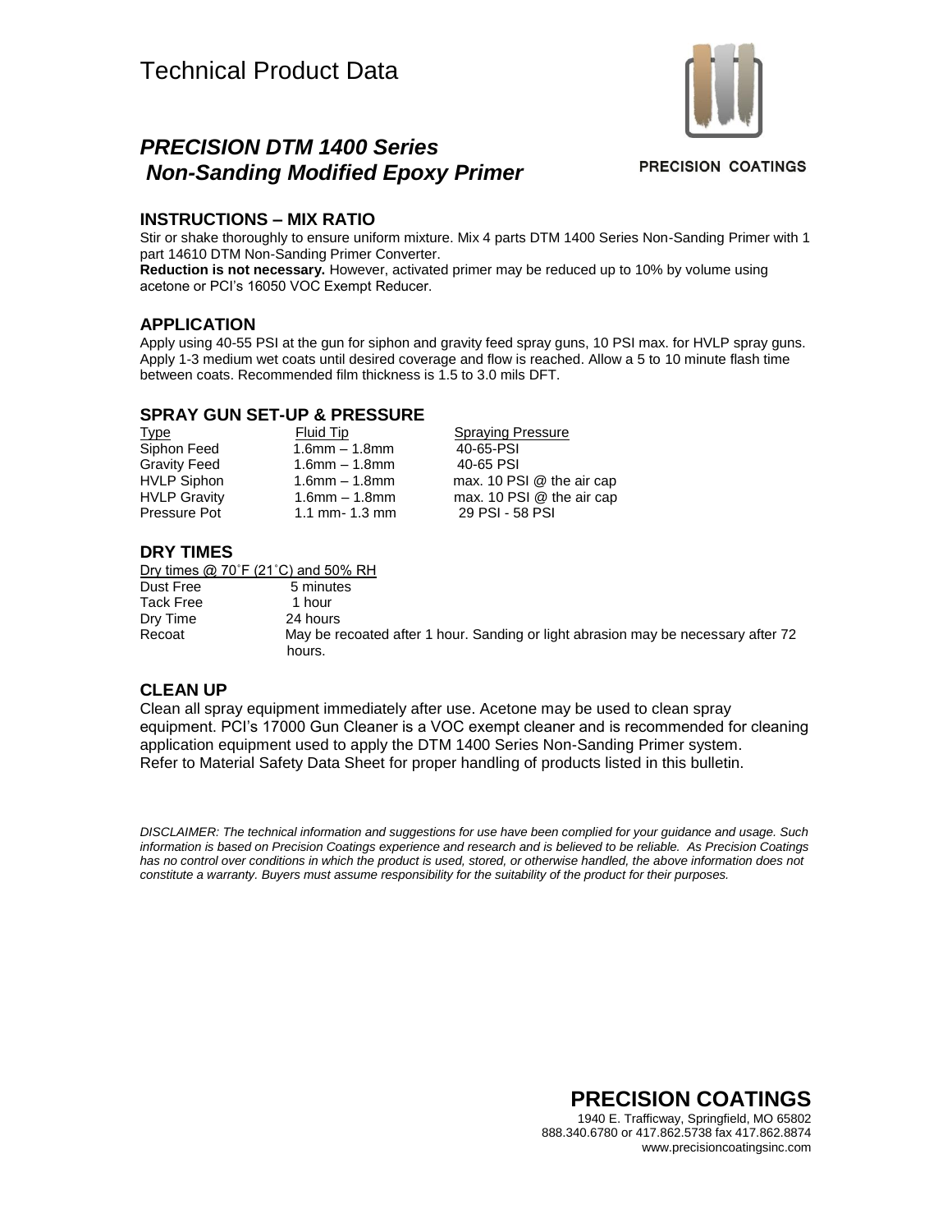# Technical Product Data

## *PRECISION DTM 1400 Series Non-Sanding Modified Epoxy Primer*

PRECISION COATINGS

### INSTRUCTIONS – MIX RATIO

Stir or shake thoroughly to ensure uniform mixture. Mix 4 parts DTM 1400 Series Non-Sanding Primer with 1 part 14610 DTM Non-Sanding Primer Converter.

**Reduction is not necessary.** However, activated primer may be reduced up to 10% by volume using acetone or PCI's 16050 VOC Exempt Reducer.

### APPLICATION

Apply using 40-55 PSI at the gun for siphon and gravity feed spray guns, 10 PSI max. for HVLP spray guns. Apply 1-3 medium wet coats until desired coverage and flow is reached. Allow a 5 to 10 minute flash time between coats. Recommended film thickness is 1.5 to 3.0 mils DFT.

### SPRAY GUN SET-UP & PRESSURE

| Type | Fluid Tip | Spraying Pressure |
|---|---|---|
| Siphon Feed | 1.6mm – 1.8mm | 40-65-PSI |
| Gravity Feed | 1.6mm – 1.8mm | 40-65 PSI |
| HVLP Siphon | 1.6mm – 1.8mm | max. 10 PSI @ the air cap |
| HVLP Gravity | 1.6mm – 1.8mm | max. 10 PSI @ the air cap |
| Pressure Pot | 1.1 mm- 1.3 mm | 29 PSI - 58 PSI |

### DRY TIMES

Dry times @ 70˚F (21˚C) and 50% RH

| | |
|---|---|
| Dust Free | 5 minutes |
| Tack Free | 1 hour |
| Dry Time | 24 hours |
| Recoat | May be recoated after 1 hour. Sanding or light abrasion may be necessary after 72 hours. |

### CLEAN UP

Clean all spray equipment immediately after use. Acetone may be used to clean spray equipment. PCI's 17000 Gun Cleaner is a VOC exempt cleaner and is recommended for cleaning application equipment used to apply the DTM 1400 Series Non-Sanding Primer system. Refer to Material Safety Data Sheet for proper handling of products listed in this bulletin.

*DISCLAIMER: The technical information and suggestions for use have been complied for your guidance and usage. Such information is based on Precision Coatings experience and research and is believed to be reliable. As Precision Coatings has no control over conditions in which the product is used, stored, or otherwise handled, the above information does not constitute a warranty. Buyers must assume responsibility for the suitability of the product for their purposes.*

**PRECISION COATINGS**
1940 E. Trafficway, Springfield, MO 65802
888.340.6780 or 417.862.5738 fax 417.862.8874
www.precisioncoatingsinc.com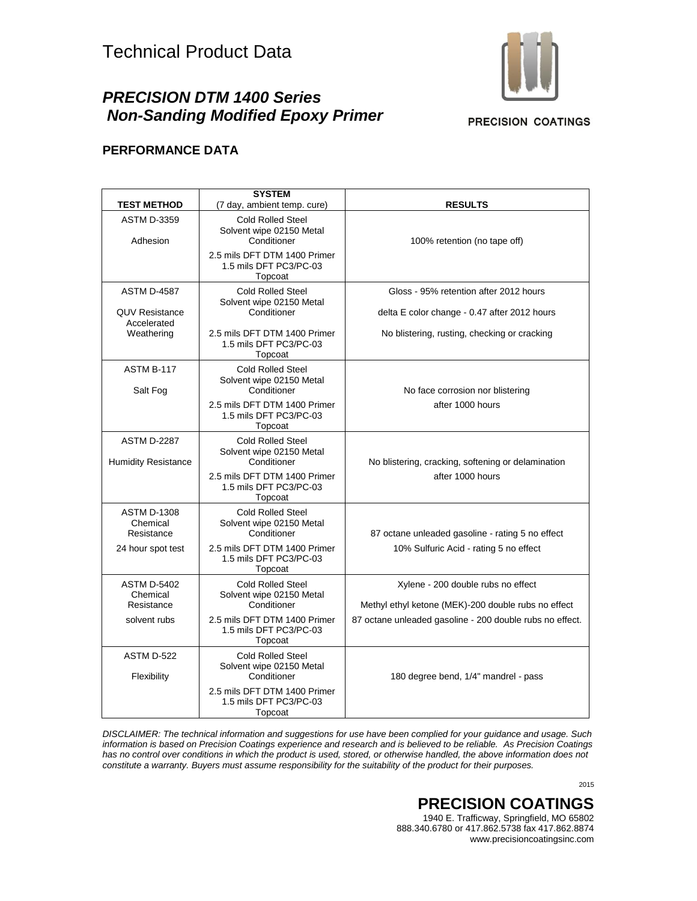# Technical Product Data

## *PRECISION DTM 1400 Series Non-Sanding Modified Epoxy Primer*

PRECISION COATINGS

### PERFORMANCE DATA

| TEST METHOD | SYSTEM (7 day, ambient temp. cure) | RESULTS |
|---|---|---|
| ASTM D-3359<br><br>Adhesion | Cold Rolled Steel<br>Solvent wipe 02150 Metal Conditioner<br><br>2.5 mils DFT DTM 1400 Primer<br>1.5 mils DFT PC3/PC-03 Topcoat | 100% retention (no tape off) |
| ASTM D-4587<br><br>QUV Resistance Accelerated Weathering | Cold Rolled Steel<br>Solvent wipe 02150 Metal Conditioner<br><br>2.5 mils DFT DTM 1400 Primer<br>1.5 mils DFT PC3/PC-03 Topcoat | Gloss - 95% retention after 2012 hours<br><br>delta E color change - 0.47 after 2012 hours<br><br>No blistering, rusting, checking or cracking |
| ASTM B-117<br><br>Salt Fog | Cold Rolled Steel<br>Solvent wipe 02150 Metal Conditioner<br><br>2.5 mils DFT DTM 1400 Primer<br>1.5 mils DFT PC3/PC-03 Topcoat | No face corrosion nor blistering<br>after 1000 hours |
| ASTM D-2287<br><br>Humidity Resistance | Cold Rolled Steel<br>Solvent wipe 02150 Metal Conditioner<br><br>2.5 mils DFT DTM 1400 Primer<br>1.5 mils DFT PC3/PC-03 Topcoat | No blistering, cracking, softening or delamination<br>after 1000 hours |
| ASTM D-1308 Chemical Resistance<br><br>24 hour spot test | Cold Rolled Steel<br>Solvent wipe 02150 Metal Conditioner<br><br>2.5 mils DFT DTM 1400 Primer<br>1.5 mils DFT PC3/PC-03 Topcoat | 87 octane unleaded gasoline - rating 5 no effect<br>10% Sulfuric Acid - rating 5 no effect |
| ASTM D-5402 Chemical Resistance<br><br>solvent rubs | Cold Rolled Steel<br>Solvent wipe 02150 Metal Conditioner<br><br>2.5 mils DFT DTM 1400 Primer<br>1.5 mils DFT PC3/PC-03 Topcoat | Xylene - 200 double rubs no effect<br><br>Methyl ethyl ketone (MEK)-200 double rubs no effect<br><br>87 octane unleaded gasoline - 200 double rubs no effect. |
| ASTM D-522<br><br>Flexibility | Cold Rolled Steel<br>Solvent wipe 02150 Metal Conditioner<br><br>2.5 mils DFT DTM 1400 Primer<br>1.5 mils DFT PC3/PC-03 Topcoat | 180 degree bend, 1/4" mandrel - pass |

*DISCLAIMER: The technical information and suggestions for use have been complied for your guidance and usage. Such information is based on Precision Coatings experience and research and is believed to be reliable. As Precision Coatings has no control over conditions in which the product is used, stored, or otherwise handled, the above information does not constitute a warranty. Buyers must assume responsibility for the suitability of the product for their purposes.*

2015

**PRECISION COATINGS**
1940 E. Trafficway, Springfield, MO 65802
888.340.6780 or 417.862.5738 fax 417.862.8874
www.precisioncoatingsinc.com